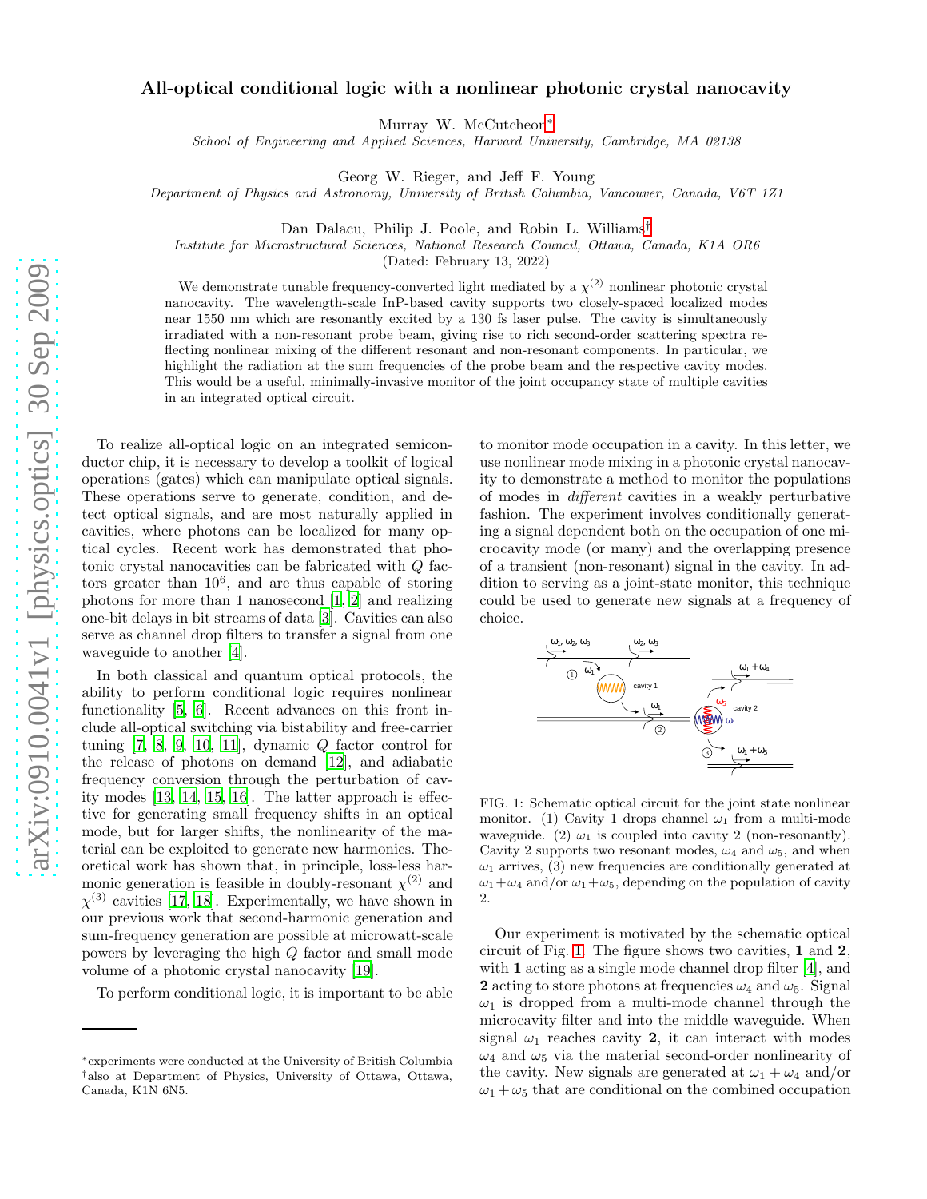# All-optical conditional logic with a nonlinear photonic crystal nanocavity

Murray W. McCutcheon*

*School of Engineering and Applied Sciences, Harvard University, Cambridge, MA 02138*

Georg W. Rieger, and Jeff F. Young

*Department of Physics and Astronomy, University of British Columbia, Vancouver, Canada, V6T 1Z1*

Dan Dalacu, Philip J. Poole, and Robin L. Williams†

*Institute for Microstructural Sciences, National Research Council, Ottawa, Canada, K1A OR6*

(Dated: February 13, 2022)

We demonstrate tunable frequency-converted light mediated by a $\chi^{(2)}$ nonlinear photonic crystal nanocavity. The wavelength-scale InP-based cavity supports two closely-spaced localized modes near 1550 nm which are resonantly excited by a 130 fs laser pulse. The cavity is simultaneously irradiated with a non-resonant probe beam, giving rise to rich second-order scattering spectra reflecting nonlinear mixing of the different resonant and non-resonant components. In particular, we highlight the radiation at the sum frequencies of the probe beam and the respective cavity modes. This would be a useful, minimally-invasive monitor of the joint occupancy state of multiple cavities in an integrated optical circuit.

To realize all-optical logic on an integrated semiconductor chip, it is necessary to develop a toolkit of logical operations (gates) which can manipulate optical signals. These operations serve to generate, condition, and detect optical signals, and are most naturally applied in cavities, where photons can be localized for many optical cycles. Recent work has demonstrated that photonic crystal nanocavities can be fabricated with $Q$ factors greater than $10^6$, and are thus capable of storing photons for more than 1 nanosecond [1, 2] and realizing one-bit delays in bit streams of data [3]. Cavities can also serve as channel drop filters to transfer a signal from one waveguide to another [4].

In both classical and quantum optical protocols, the ability to perform conditional logic requires nonlinear functionality [5, 6]. Recent advances on this front include all-optical switching via bistability and free-carrier tuning [7, 8, 9, 10, 11], dynamic $Q$ factor control for the release of photons on demand [12], and adiabatic frequency conversion through the perturbation of cavity modes [13, 14, 15, 16]. The latter approach is effective for generating small frequency shifts in an optical mode, but for larger shifts, the nonlinearity of the material can be exploited to generate new harmonics. Theoretical work has shown that, in principle, loss-less harmonic generation is feasible in doubly-resonant $\chi^{(2)}$ and $\chi^{(3)}$ cavities [17, 18]. Experimentally, we have shown in our previous work that second-harmonic generation and sum-frequency generation are possible at microwatt-scale powers by leveraging the high $Q$ factor and small mode volume of a photonic crystal nanocavity [19].

To perform conditional logic, it is important to be able to monitor mode occupation in a cavity. In this letter, we use nonlinear mode mixing in a photonic crystal nanocavity to demonstrate a method to monitor the populations of modes in *different* cavities in a weakly perturbative fashion. The experiment involves conditionally generating a signal dependent both on the occupation of one microcavity mode (or many) and the overlapping presence of a transient (non-resonant) signal in the cavity. In addition to serving as a joint-state monitor, this technique could be used to generate new signals at a frequency of choice.

FIG. 1: Schematic optical circuit for the joint state nonlinear monitor. (1) Cavity 1 drops channel $\omega_1$ from a multi-mode waveguide. (2) $\omega_1$ is coupled into cavity 2 (non-resonantly). Cavity 2 supports two resonant modes, $\omega_4$ and $\omega_5$, and when $\omega_1$ arrives, (3) new frequencies are conditionally generated at $\omega_1+\omega_4$ and/or $\omega_1+\omega_5$, depending on the population of cavity 2.

Our experiment is motivated by the schematic optical circuit of Fig. 1. The figure shows two cavities, **1** and **2**, with **1** acting as a single mode channel drop filter [4], and **2** acting to store photons at frequencies $\omega_4$ and $\omega_5$. Signal $\omega_1$ is dropped from a multi-mode channel through the microcavity filter and into the middle waveguide. When signal $\omega_1$ reaches cavity **2**, it can interact with modes $\omega_4$ and $\omega_5$ via the material second-order nonlinearity of the cavity. New signals are generated at $\omega_1+\omega_4$ and/or $\omega_1+\omega_5$ that are conditional on the combined occupation

*experiments were conducted at the University of British Columbia
†also at Department of Physics, University of Ottawa, Ottawa, Canada, K1N 6N5.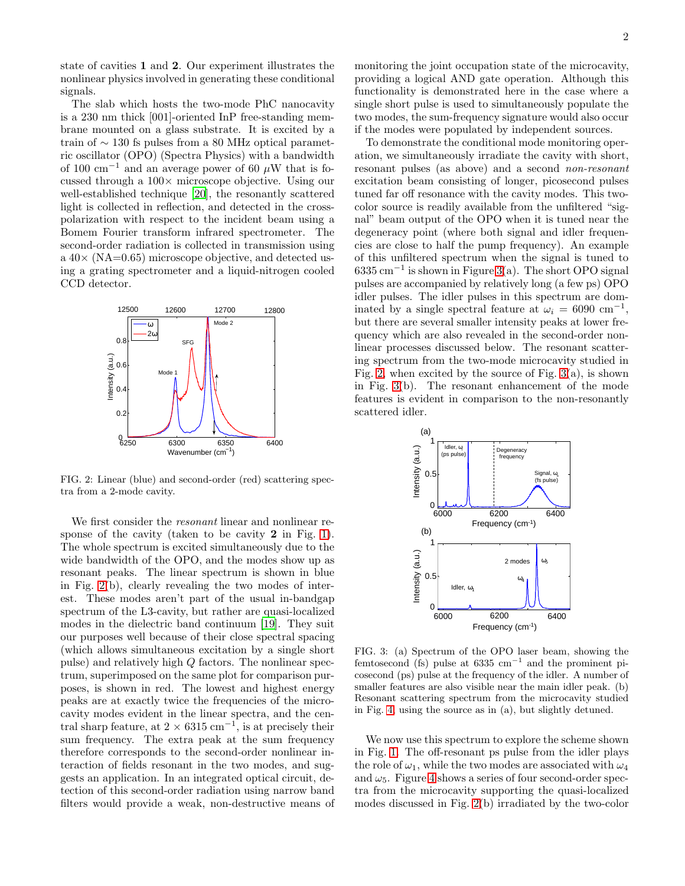state of cavities **1** and **2**. Our experiment illustrates the nonlinear physics involved in generating these conditional signals.

The slab which hosts the two-mode PhC nanocavity is a 230 nm thick [001]-oriented InP free-standing membrane mounted on a glass substrate. It is excited by a train of $\sim$ 130 fs pulses from a 80 MHz optical parametric oscillator (OPO) (Spectra Physics) with a bandwidth of 100 cm$^{-1}$ and an average power of 60 $\mu$W that is focussed through a 100$\times$ microscope objective. Using our well-established technique [20], the resonantly scattered light is collected in reflection, and detected in the cross-polarization with respect to the incident beam using a Bomem Fourier transform infrared spectrometer. The second-order radiation is collected in transmission using a 40$\times$ (NA=0.65) microscope objective, and detected using a grating spectrometer and a liquid-nitrogen cooled CCD detector.

FIG. 2: Linear (blue) and second-order (red) scattering spectra from a 2-mode cavity.

We first consider the *resonant* linear and nonlinear response of the cavity (taken to be cavity **2** in Fig. 1). The whole spectrum is excited simultaneously due to the wide bandwidth of the OPO, and the modes show up as resonant peaks. The linear spectrum is shown in blue in Fig. 2(b), clearly revealing the two modes of interest. These modes aren't part of the usual in-bandgap spectrum of the L3-cavity, but rather are quasi-localized modes in the dielectric band continuum [19]. They suit our purposes well because of their close spectral spacing (which allows simultaneous excitation by a single short pulse) and relatively high $Q$ factors. The nonlinear spectrum, superimposed on the same plot for comparison purposes, is shown in red. The lowest and highest energy peaks are at exactly twice the frequencies of the microcavity modes evident in the linear spectra, and the central sharp feature, at $2 \times 6315$ cm$^{-1}$, is at precisely their sum frequency. The extra peak at the sum frequency therefore corresponds to the second-order nonlinear interaction of fields resonant in the two modes, and suggests an application. In an integrated optical circuit, detection of this second-order radiation using narrow band filters would provide a weak, non-destructive means of monitoring the joint occupation state of the microcavity, providing a logical AND gate operation. Although this functionality is demonstrated here in the case where a single short pulse is used to simultaneously populate the two modes, the sum-frequency signature would also occur if the modes were populated by independent sources.

To demonstrate the conditional mode monitoring operation, we simultaneously irradiate the cavity with short, resonant pulses (as above) and a second *non-resonant* excitation beam consisting of longer, picosecond pulses tuned far off resonance with the cavity modes. This two-color source is readily available from the unfiltered "signal" beam output of the OPO when it is tuned near the degeneracy point (where both signal and idler frequencies are close to half the pump frequency). An example of this unfiltered spectrum when the signal is tuned to 6335 cm$^{-1}$ is shown in Figure 3(a). The short OPO signal pulses are accompanied by relatively long (a few ps) OPO idler pulses. The idler pulses in this spectrum are dominated by a single spectral feature at $\omega_i = 6090$ cm$^{-1}$, but there are several smaller intensity peaks at lower frequency which are also revealed in the second-order nonlinear processes discussed below. The resonant scattering spectrum from the two-mode microcavity studied in Fig. 2, when excited by the source of Fig. 3(a), is shown in Fig. 3(b). The resonant enhancement of the mode features is evident in comparison to the non-resonantly scattered idler.

FIG. 3: (a) Spectrum of the OPO laser beam, showing the femtosecond (fs) pulse at 6335 cm$^{-1}$ and the prominent picosecond (ps) pulse at the frequency of the idler. A number of smaller features are also visible near the main idler peak. (b) Resonant scattering spectrum from the microcavity studied in Fig. 4, using the source as in (a), but slightly detuned.

We now use this spectrum to explore the scheme shown in Fig. 1. The off-resonant ps pulse from the idler plays the role of $\omega_1$, while the two modes are associated with $\omega_4$ and $\omega_5$. Figure 4 shows a series of four second-order spectra from the microcavity supporting the quasi-localized modes discussed in Fig. 2(b) irradiated by the two-color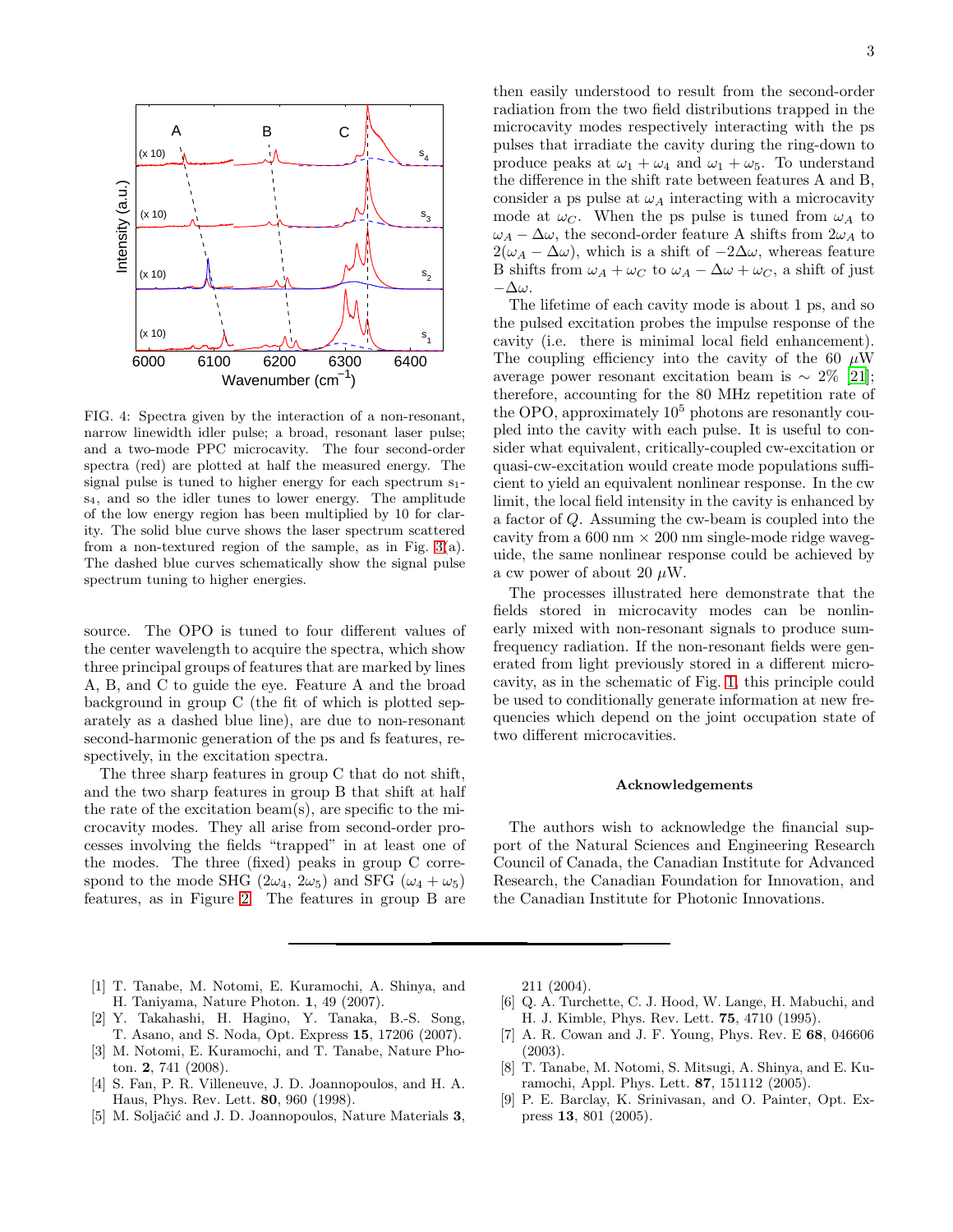FIG. 4: Spectra given by the interaction of a non-resonant, narrow linewidth idler pulse; a broad, resonant laser pulse; and a two-mode PPC microcavity. The four second-order spectra (red) are plotted at half the measured energy. The signal pulse is tuned to higher energy for each spectrum $s_1$-$s_4$, and so the idler tunes to lower energy. The amplitude of the low energy region has been multiplied by 10 for clarity. The solid blue curve shows the laser spectrum scattered from a non-textured region of the sample, as in Fig. 3(a). The dashed blue curves schematically show the signal pulse spectrum tuning to higher energies.

source. The OPO is tuned to four different values of the center wavelength to acquire the spectra, which show three principal groups of features that are marked by lines A, B, and C to guide the eye. Feature A and the broad background in group C (the fit of which is plotted separately as a dashed blue line), are due to non-resonant second-harmonic generation of the ps and fs features, respectively, in the excitation spectra.

The three sharp features in group C that do not shift, and the two sharp features in group B that shift at half the rate of the excitation beam(s), are specific to the microcavity modes. They all arise from second-order processes involving the fields "trapped" in at least one of the modes. The three (fixed) peaks in group C correspond to the mode SHG ($2\omega_4$, $2\omega_5$) and SFG ($\omega_4 + \omega_5$) features, as in Figure 2. The features in group B are then easily understood to result from the second-order radiation from the two field distributions trapped in the microcavity modes respectively interacting with the ps pulses that irradiate the cavity during the ring-down to produce peaks at $\omega_1 + \omega_4$ and $\omega_1 + \omega_5$. To understand the difference in the shift rate between features A and B, consider a ps pulse at $\omega_A$ interacting with a microcavity mode at $\omega_C$. When the ps pulse is tuned from $\omega_A$ to $\omega_A - \Delta\omega$, the second-order feature A shifts from $2\omega_A$ to $2(\omega_A - \Delta\omega)$, which is a shift of $-2\Delta\omega$, whereas feature B shifts from $\omega_A + \omega_C$ to $\omega_A - \Delta\omega + \omega_C$, a shift of just $-\Delta\omega$.

The lifetime of each cavity mode is about 1 ps, and so the pulsed excitation probes the impulse response of the cavity (i.e. there is minimal local field enhancement). The coupling efficiency into the cavity of the 60 $\mu$W average power resonant excitation beam is $\sim$ 2% [21]; therefore, accounting for the 80 MHz repetition rate of the OPO, approximately $10^5$ photons are resonantly coupled into the cavity with each pulse. It is useful to consider what equivalent, critically-coupled cw-excitation or quasi-cw-excitation would create mode populations sufficient to yield an equivalent nonlinear response. In the cw limit, the local field intensity in the cavity is enhanced by a factor of $Q$. Assuming the cw-beam is coupled into the cavity from a 600 nm $\times$ 200 nm single-mode ridge waveguide, the same nonlinear response could be achieved by a cw power of about 20 $\mu$W.

The processes illustrated here demonstrate that the fields stored in microcavity modes can be nonlinearly mixed with non-resonant signals to produce sum-frequency radiation. If the non-resonant fields were generated from light previously stored in a different microcavity, as in the schematic of Fig. 1, this principle could be used to conditionally generate information at new frequencies which depend on the joint occupation state of two different microcavities.

### Acknowledgements

The authors wish to acknowledge the financial support of the Natural Sciences and Engineering Research Council of Canada, the Canadian Institute for Advanced Research, the Canadian Foundation for Innovation, and the Canadian Institute for Photonic Innovations.

---

[1] T. Tanabe, M. Notomi, E. Kuramochi, A. Shinya, and H. Taniyama, Nature Photon. **1**, 49 (2007).

[2] Y. Takahashi, H. Hagino, Y. Tanaka, B.-S. Song, T. Asano, and S. Noda, Opt. Express **15**, 17206 (2007).

[3] M. Notomi, E. Kuramochi, and T. Tanabe, Nature Photon. **2**, 741 (2008).

[4] S. Fan, P. R. Villeneuve, J. D. Joannopoulos, and H. A. Haus, Phys. Rev. Lett. **80**, 960 (1998).

[5] M. Soljačić and J. D. Joannopoulos, Nature Materials **3**, 211 (2004).

[6] Q. A. Turchette, C. J. Hood, W. Lange, H. Mabuchi, and H. J. Kimble, Phys. Rev. Lett. **75**, 4710 (1995).

[7] A. R. Cowan and J. F. Young, Phys. Rev. E **68**, 046606 (2003).

[8] T. Tanabe, M. Notomi, S. Mitsugi, A. Shinya, and E. Kuramochi, Appl. Phys. Lett. **87**, 151112 (2005).

[9] P. E. Barclay, K. Srinivasan, and O. Painter, Opt. Express **13**, 801 (2005).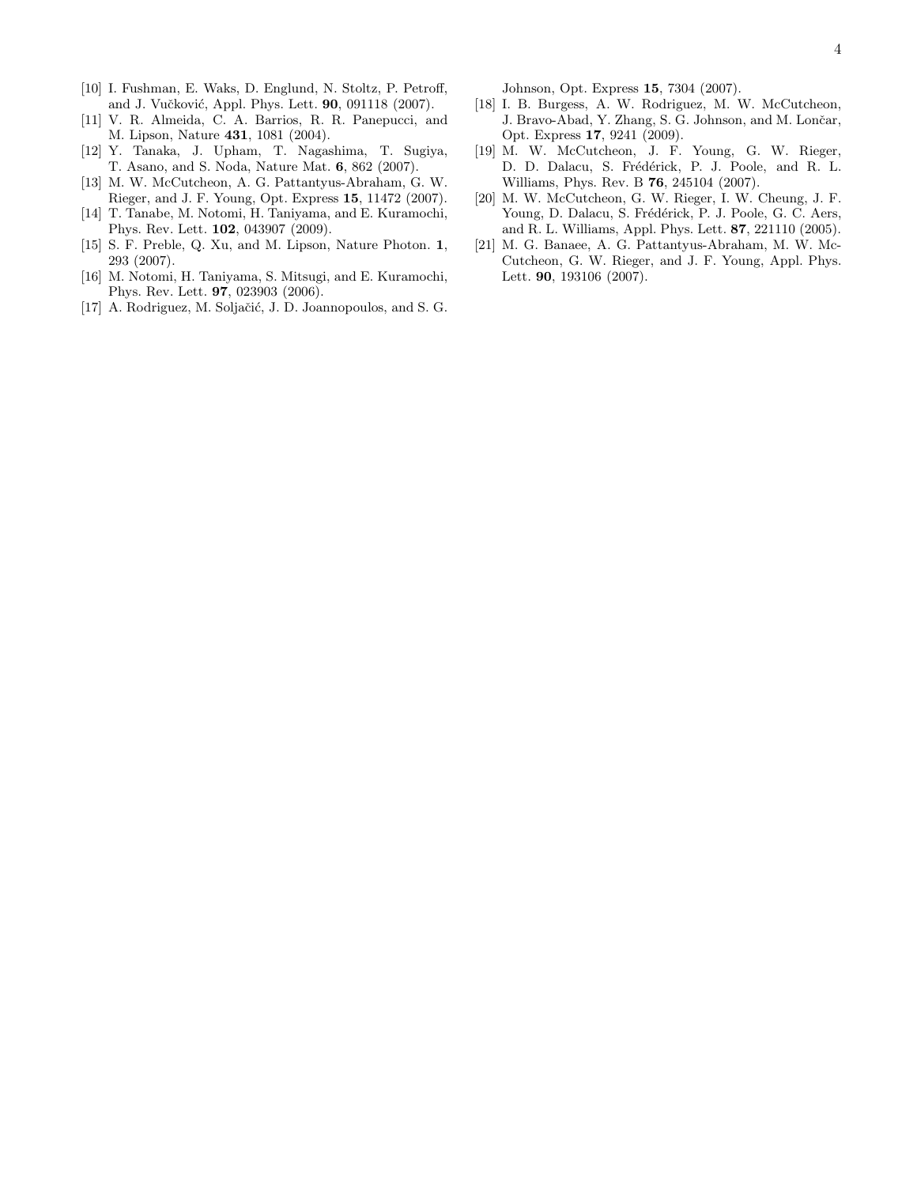[10] I. Fushman, E. Waks, D. Englund, N. Stoltz, P. Petroff, and J. Vučković, Appl. Phys. Lett. **90**, 091118 (2007).

[11] V. R. Almeida, C. A. Barrios, R. R. Panepucci, and M. Lipson, Nature **431**, 1081 (2004).

[12] Y. Tanaka, J. Upham, T. Nagashima, T. Sugiya, T. Asano, and S. Noda, Nature Mat. **6**, 862 (2007).

[13] M. W. McCutcheon, A. G. Pattantyus-Abraham, G. W. Rieger, and J. F. Young, Opt. Express **15**, 11472 (2007).

[14] T. Tanabe, M. Notomi, H. Taniyama, and E. Kuramochi, Phys. Rev. Lett. **102**, 043907 (2009).

[15] S. F. Preble, Q. Xu, and M. Lipson, Nature Photon. **1**, 293 (2007).

[16] M. Notomi, H. Taniyama, S. Mitsugi, and E. Kuramochi, Phys. Rev. Lett. **97**, 023903 (2006).

[17] A. Rodriguez, M. Soljačić, J. D. Joannopoulos, and S. G. Johnson, Opt. Express **15**, 7304 (2007).

[18] I. B. Burgess, A. W. Rodriguez, M. W. McCutcheon, J. Bravo-Abad, Y. Zhang, S. G. Johnson, and M. Lončar, Opt. Express **17**, 9241 (2009).

[19] M. W. McCutcheon, J. F. Young, G. W. Rieger, D. D. Dalacu, S. Frédérick, P. J. Poole, and R. L. Williams, Phys. Rev. B **76**, 245104 (2007).

[20] M. W. McCutcheon, G. W. Rieger, I. W. Cheung, J. F. Young, D. Dalacu, S. Frédérick, P. J. Poole, G. C. Aers, and R. L. Williams, Appl. Phys. Lett. **87**, 221110 (2005).

[21] M. G. Banaee, A. G. Pattantyus-Abraham, M. W. McCutcheon, G. W. Rieger, and J. F. Young, Appl. Phys. Lett. **90**, 193106 (2007).